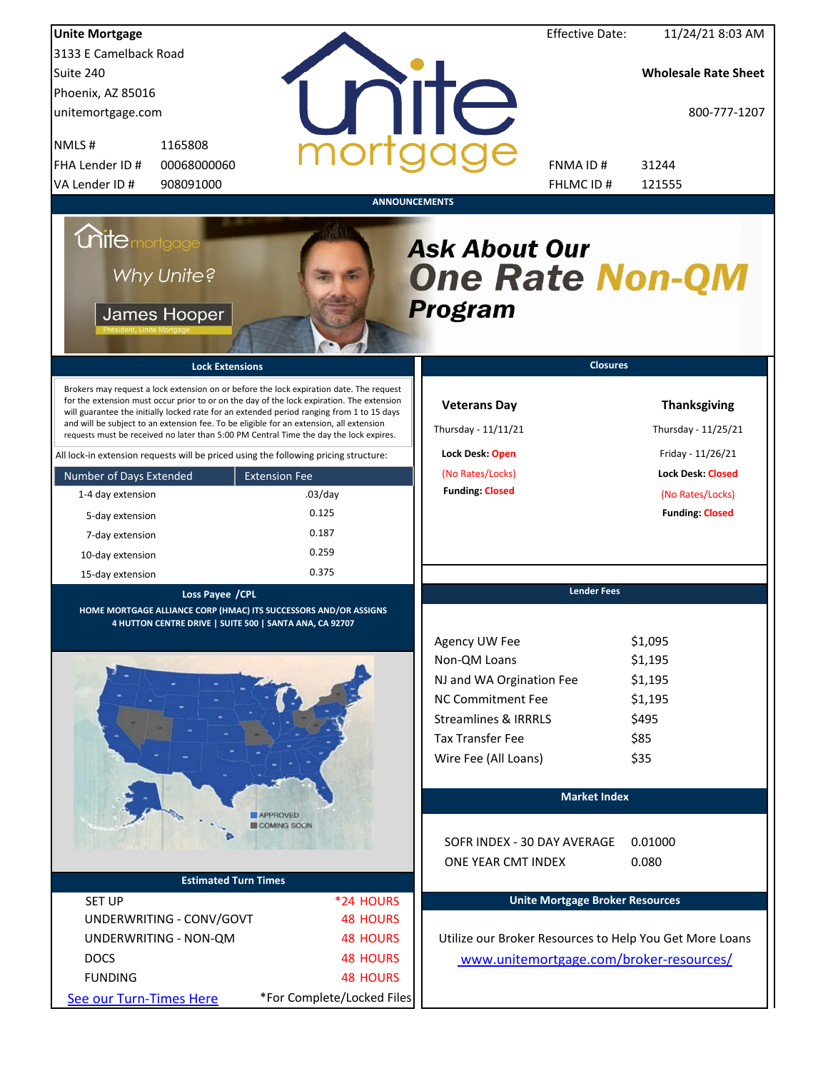**Unite Mortgage**
3133 E Camelback Road
Suite 240
Phoenix, AZ 85016
unitemortgage.com

| | |
|---|---|
| NMLS # | 1165808 |
| FHA Lender ID # | 00068000060 |
| VA Lender ID # | 908091000 |

Effective Date: 11/24/21 8:03 AM

**Wholesale Rate Sheet**

800-777-1207

| | |
|---|---|
| FNMA ID # | 31244 |
| FHLMC ID # | 121555 |

## ANNOUNCEMENTS

Why Unite?

James Hooper
President, Unite Mortgage

***Ask About Our One Rate Non-QM Program***

## Lock Extensions

Brokers may request a lock extension on or before the lock expiration date. The request for the extension must occur prior to or on the day of the lock expiration. The extension will guarantee the initially locked rate for an extended period ranging from 1 to 15 days and will be subject to an extension fee. To be eligible for an extension, all extension requests must be received no later than 5:00 PM Central Time the day the lock expires.

All lock-in extension requests will be priced using the following pricing structure:

| Number of Days Extended | Extension Fee |
|---|---|
| 1-4 day extension | .03/day |
| 5-day extension | 0.125 |
| 7-day extension | 0.187 |
| 10-day extension | 0.259 |
| 15-day extension | 0.375 |

## Closures

**Veterans Day**
Thursday - 11/11/21
**Lock Desk:** Open
(No Rates/Locks)
**Funding:** Closed

**Thanksgiving**
Thursday - 11/25/21
Friday - 11/26/21
**Lock Desk:** Closed
(No Rates/Locks)
**Funding:** Closed

## Loss Payee /CPL

**HOME MORTGAGE ALLIANCE CORP (HMAC) ITS SUCCESSORS AND/OR ASSIGNS**
**4 HUTTON CENTRE DRIVE | SUITE 500 | SANTA ANA, CA 92707**

APPROVED
COMING SOON

## Lender Fees

| | |
|---|---|
| Agency UW Fee | $1,095 |
| Non-QM Loans | $1,195 |
| NJ and WA Orgination Fee | $1,195 |
| NC Commitment Fee | $1,195 |
| Streamlines & IRRRLS | $495 |
| Tax Transfer Fee | $85 |
| Wire Fee (All Loans) | $35 |

## Market Index

| | |
|---|---|
| SOFR INDEX - 30 DAY AVERAGE | 0.01000 |
| ONE YEAR CMT INDEX | 0.080 |

## Estimated Turn Times

| | |
|---|---|
| SET UP | *24 HOURS |
| UNDERWRITING - CONV/GOVT | 48 HOURS |
| UNDERWRITING - NON-QM | 48 HOURS |
| DOCS | 48 HOURS |
| FUNDING | 48 HOURS |

See our Turn-Times Here — *For Complete/Locked Files

## Unite Mortgage Broker Resources

Utilize our Broker Resources to Help You Get More Loans
www.unitemortgage.com/broker-resources/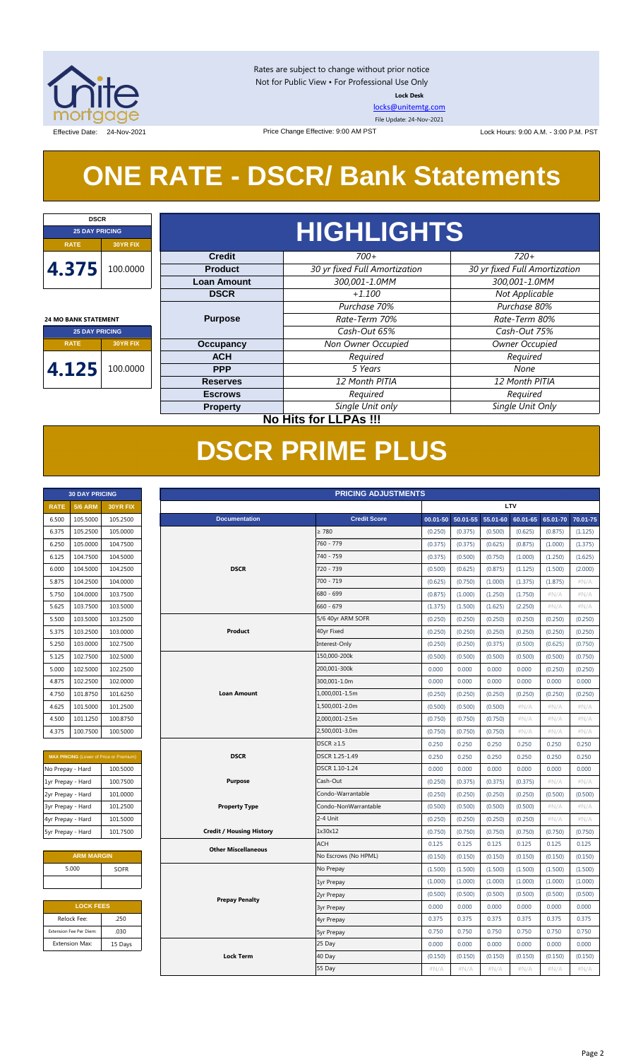Rates are subject to change without prior notice
Not for Public View • For Professional Use Only

**Lock Desk**

locks@unitemtg.com

File Update: 24-Nov-2021

Effective Date: 24-Nov-2021 | Price Change Effective: 9:00 AM PST | Lock Hours: 9:00 A.M. - 3:00 P.M. PST

# ONE RATE - DSCR/ Bank Statements

| DSCR | |
|---|---|
| 25 DAY PRICING | |
| RATE | 30YR FIX |
| 4.375 | 100.0000 |

| 24 MO BANK STATEMENT | |
|---|---|
| 25 DAY PRICING | |
| RATE | 30YR FIX |
| 4.125 | 100.0000 |

## HIGHLIGHTS

| | | |
|---|---|---|
| **Credit** | *700+* | *720+* |
| **Product** | *30 yr fixed Full Amortization* | *30 yr fixed Full Amortization* |
| **Loan Amount** | *300,001-1.0MM* | *300,001-1.0MM* |
| **DSCR** | *+1.100* | *Not Applicable* |
| **Purpose** | *Purchase 70%* | *Purchase 80%* |
| | *Rate-Term 70%* | *Rate-Term 80%* |
| | *Cash-Out 65%* | *Cash-Out 75%* |
| **Occupancy** | *Non Owner Occupied* | *Owner Occupied* |
| **ACH** | *Required* | *Required* |
| **PPP** | *5 Years* | *None* |
| **Reserves** | *12 Month PITIA* | *12 Month PITIA* |
| **Escrows** | *Required* | *Required* |
| **Property** | *Single Unit only* | *Single Unit Only* |

**No Hits for LLPAs !!!**

# DSCR PRIME PLUS

| 30 DAY PRICING | | |
|---|---|---|
| RATE | 5/6 ARM | 30YR FIX |
| 6.500 | 105.5000 | 105.2500 |
| 6.375 | 105.2500 | 105.0000 |
| 6.250 | 105.0000 | 104.7500 |
| 6.125 | 104.7500 | 104.5000 |
| 6.000 | 104.5000 | 104.2500 |
| 5.875 | 104.2500 | 104.0000 |
| 5.750 | 104.0000 | 103.7500 |
| 5.625 | 103.7500 | 103.5000 |
| 5.500 | 103.5000 | 103.2500 |
| 5.375 | 103.2500 | 103.0000 |
| 5.250 | 103.0000 | 102.7500 |
| 5.125 | 102.7500 | 102.5000 |
| 5.000 | 102.5000 | 102.2500 |
| 4.875 | 102.2500 | 102.0000 |
| 4.750 | 101.8750 | 101.6250 |
| 4.625 | 101.5000 | 101.2500 |
| 4.500 | 101.1250 | 100.8750 |
| 4.375 | 100.7500 | 100.5000 |

| MAX PRICING (Lower of Price or Premium) | |
|---|---|
| No Prepay - Hard | 100.5000 |
| 1yr Prepay - Hard | 100.7500 |
| 2yr Prepay - Hard | 101.0000 |
| 3yr Prepay - Hard | 101.2500 |
| 4yr Prepay - Hard | 101.5000 |
| 5yr Prepay - Hard | 101.7500 |

| ARM MARGIN | |
|---|---|
| 5.000 | SOFR |

| LOCK FEES | |
|---|---|
| Relock Fee: | .250 |
| Extension Fee Per Diem: | .030 |
| Extension Max: | 15 Days |

| PRICING ADJUSTMENTS | | | | | | | | |
|---|---|---|---|---|---|---|---|---|
| | | LTV | | | | | | |
| Documentation | Credit Score | 00.01-50 | 50.01-55 | 55.01-60 | 60.01-65 | 65.01-70 | 70.01-75 |
| DSCR | ≥ 780 | (0.250) | (0.375) | (0.500) | (0.625) | (0.875) | (1.125) |
| | 760 - 779 | (0.375) | (0.375) | (0.625) | (0.875) | (1.000) | (1.375) |
| | 740 - 759 | (0.375) | (0.500) | (0.750) | (1.000) | (1.250) | (1.625) |
| | 720 - 739 | (0.500) | (0.625) | (0.875) | (1.125) | (1.500) | (2.000) |
| | 700 - 719 | (0.625) | (0.750) | (1.000) | (1.375) | (1.875) | #N/A |
| | 680 - 699 | (0.875) | (1.000) | (1.250) | (1.750) | #N/A | #N/A |
| | 660 - 679 | (1.375) | (1.500) | (1.625) | (2.250) | #N/A | #N/A |
| Product | 5/6 40yr ARM SOFR | (0.250) | (0.250) | (0.250) | (0.250) | (0.250) | (0.250) |
| | 40yr Fixed | (0.250) | (0.250) | (0.250) | (0.250) | (0.250) | (0.250) |
| | Interest-Only | (0.250) | (0.250) | (0.375) | (0.500) | (0.625) | (0.750) |
| Loan Amount | 150,000-200k | (0.500) | (0.500) | (0.500) | (0.500) | (0.500) | (0.750) |
| | 200,001-300k | 0.000 | 0.000 | 0.000 | 0.000 | (0.250) | (0.250) |
| | 300,001-1.0m | 0.000 | 0.000 | 0.000 | 0.000 | 0.000 | 0.000 |
| | 1,000,001-1.5m | (0.250) | (0.250) | (0.250) | (0.250) | (0.250) | (0.250) |
| | 1,500,001-2.0m | (0.500) | (0.500) | (0.500) | #N/A | #N/A | #N/A |
| | 2,000,001-2.5m | (0.750) | (0.750) | (0.750) | #N/A | #N/A | #N/A |
| | 2,500,001-3.0m | (0.750) | (0.750) | (0.750) | #N/A | #N/A | #N/A |
| DSCR | DSCR ≥1.5 | 0.250 | 0.250 | 0.250 | 0.250 | 0.250 | 0.250 |
| | DSCR 1.25-1.49 | 0.250 | 0.250 | 0.250 | 0.250 | 0.250 | 0.250 |
| | DSCR 1.10-1.24 | 0.000 | 0.000 | 0.000 | 0.000 | 0.000 | 0.000 |
| Purpose | Cash-Out | (0.250) | (0.375) | (0.375) | (0.375) | #N/A | #N/A |
| Property Type | Condo-Warrantable | (0.250) | (0.250) | (0.250) | (0.250) | (0.500) | (0.500) |
| | Condo-NonWarrantable | (0.500) | (0.500) | (0.500) | (0.500) | #N/A | #N/A |
| | 2-4 Unit | (0.250) | (0.250) | (0.250) | (0.250) | #N/A | #N/A |
| Credit / Housing History | 1x30x12 | (0.750) | (0.750) | (0.750) | (0.750) | (0.750) | (0.750) |
| Other Miscellaneous | ACH | 0.125 | 0.125 | 0.125 | 0.125 | 0.125 | 0.125 |
| | No Escrows (No HPML) | (0.150) | (0.150) | (0.150) | (0.150) | (0.150) | (0.150) |
| Prepay Penalty | No Prepay | (1.500) | (1.500) | (1.500) | (1.500) | (1.500) | (1.500) |
| | 1yr Prepay | (1.000) | (1.000) | (1.000) | (1.000) | (1.000) | (1.000) |
| | 2yr Prepay | (0.500) | (0.500) | (0.500) | (0.500) | (0.500) | (0.500) |
| | 3yr Prepay | 0.000 | 0.000 | 0.000 | 0.000 | 0.000 | 0.000 |
| | 4yr Prepay | 0.375 | 0.375 | 0.375 | 0.375 | 0.375 | 0.375 |
| | 5yr Prepay | 0.750 | 0.750 | 0.750 | 0.750 | 0.750 | 0.750 |
| Lock Term | 25 Day | 0.000 | 0.000 | 0.000 | 0.000 | 0.000 | 0.000 |
| | 40 Day | (0.150) | (0.150) | (0.150) | (0.150) | (0.150) | (0.150) |
| | 55 Day | #N/A | #N/A | #N/A | #N/A | #N/A | #N/A |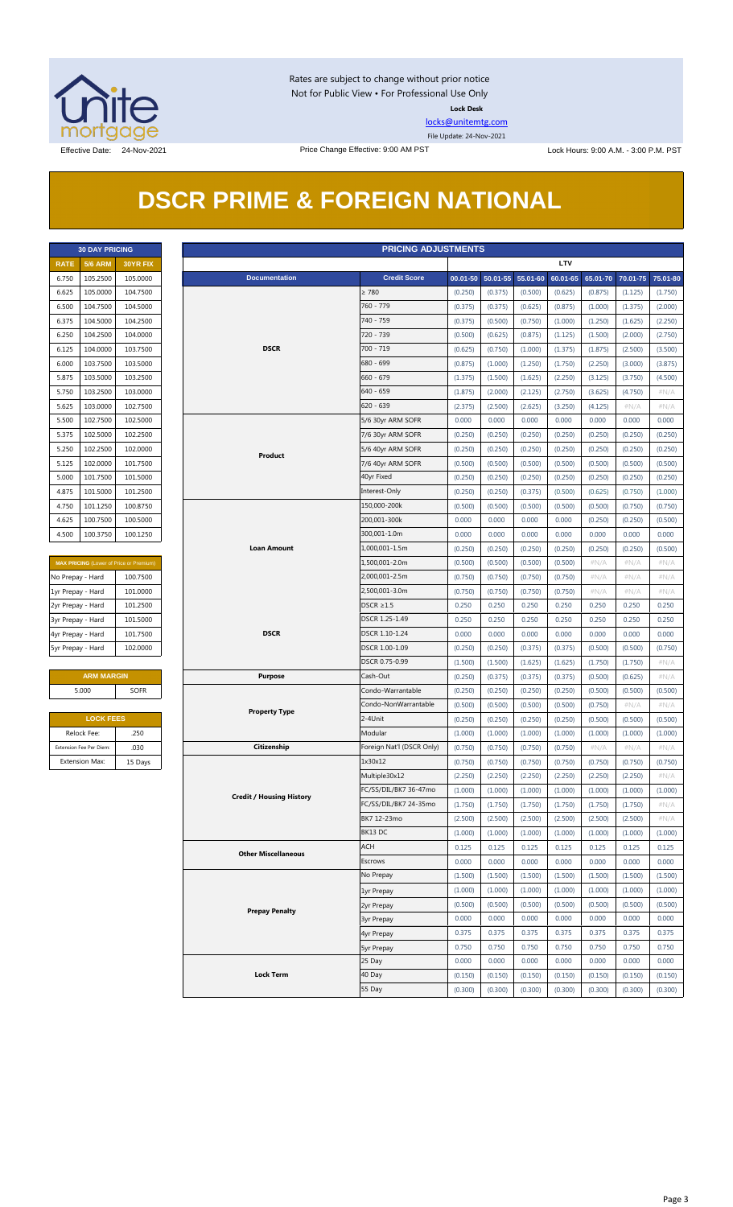Rates are subject to change without prior notice
Not for Public View • For Professional Use Only

**Lock Desk**

locks@unitemtg.com

File Update: 24-Nov-2021

Effective Date: 24-Nov-2021

Price Change Effective: 9:00 AM PST

Lock Hours: 9:00 A.M. - 3:00 P.M. PST

# DSCR PRIME & FOREIGN NATIONAL

| 30 DAY PRICING | | |
|---|---|---|
| RATE | 5/6 ARM | 30YR FIX |
| 6.750 | 105.2500 | 105.0000 |
| 6.625 | 105.0000 | 104.7500 |
| 6.500 | 104.7500 | 104.5000 |
| 6.375 | 104.5000 | 104.2500 |
| 6.250 | 104.2500 | 104.0000 |
| 6.125 | 104.0000 | 103.7500 |
| 6.000 | 103.7500 | 103.5000 |
| 5.875 | 103.5000 | 103.2500 |
| 5.750 | 103.2500 | 103.0000 |
| 5.625 | 103.0000 | 102.7500 |
| 5.500 | 102.7500 | 102.5000 |
| 5.375 | 102.5000 | 102.2500 |
| 5.250 | 102.2500 | 102.0000 |
| 5.125 | 102.0000 | 101.7500 |
| 5.000 | 101.7500 | 101.5000 |
| 4.875 | 101.5000 | 101.2500 |
| 4.750 | 101.1250 | 100.8750 |
| 4.625 | 100.7500 | 100.5000 |
| 4.500 | 100.3750 | 100.1250 |

| MAX PRICING (Lower of Price or Premium) | |
|---|---|
| No Prepay - Hard | 100.7500 |
| 1yr Prepay - Hard | 101.0000 |
| 2yr Prepay - Hard | 101.2500 |
| 3yr Prepay - Hard | 101.5000 |
| 4yr Prepay - Hard | 101.7500 |
| 5yr Prepay - Hard | 102.0000 |

| ARM MARGIN | |
|---|---|
| 5.000 | SOFR |

| LOCK FEES | |
|---|---|
| Relock Fee: | .250 |
| Extension Fee Per Diem: | .030 |
| Extension Max: | 15 Days |

| PRICING ADJUSTMENTS | | | | | | | | |
|---|---|---|---|---|---|---|---|---|
| | | LTV | | | | | | |
| Documentation | Credit Score | 00.01-50 | 50.01-55 | 55.01-60 | 60.01-65 | 65.01-70 | 70.01-75 | 75.01-80 |
| DSCR | ≥ 780 | (0.250) | (0.375) | (0.500) | (0.625) | (0.875) | (1.125) | (1.750) |
| | 760 - 779 | (0.375) | (0.375) | (0.625) | (0.875) | (1.000) | (1.375) | (2.000) |
| | 740 - 759 | (0.375) | (0.500) | (0.750) | (1.000) | (1.250) | (1.625) | (2.250) |
| | 720 - 739 | (0.500) | (0.625) | (0.875) | (1.125) | (1.500) | (2.000) | (2.750) |
| | 700 - 719 | (0.625) | (0.750) | (1.000) | (1.375) | (1.875) | (2.500) | (3.500) |
| | 680 - 699 | (0.875) | (1.000) | (1.250) | (1.750) | (2.250) | (3.000) | (3.875) |
| | 660 - 679 | (1.375) | (1.500) | (1.625) | (2.250) | (3.125) | (3.750) | (4.500) |
| | 640 - 659 | (1.875) | (2.000) | (2.125) | (2.750) | (3.625) | (4.750) | #N/A |
| | 620 - 639 | (2.375) | (2.500) | (2.625) | (3.250) | (4.125) | #N/A | #N/A |
| Product | 5/6 30yr ARM SOFR | 0.000 | 0.000 | 0.000 | 0.000 | 0.000 | 0.000 | 0.000 |
| | 7/6 30yr ARM SOFR | (0.250) | (0.250) | (0.250) | (0.250) | (0.250) | (0.250) | (0.250) |
| | 5/6 40yr ARM SOFR | (0.250) | (0.250) | (0.250) | (0.250) | (0.250) | (0.250) | (0.250) |
| | 7/6 40yr ARM SOFR | (0.500) | (0.500) | (0.500) | (0.500) | (0.500) | (0.500) | (0.500) |
| | 40yr Fixed | (0.250) | (0.250) | (0.250) | (0.250) | (0.250) | (0.250) | (0.250) |
| | Interest-Only | (0.250) | (0.250) | (0.375) | (0.500) | (0.625) | (0.750) | (1.000) |
| Loan Amount | 150,000-200k | (0.500) | (0.500) | (0.500) | (0.500) | (0.500) | (0.750) | (0.750) |
| | 200,001-300k | 0.000 | 0.000 | 0.000 | 0.000 | (0.250) | (0.250) | (0.500) |
| | 300,001-1.0m | 0.000 | 0.000 | 0.000 | 0.000 | 0.000 | 0.000 | 0.000 |
| | 1,000,001-1.5m | (0.250) | (0.250) | (0.250) | (0.250) | (0.250) | (0.250) | (0.500) |
| | 1,500,001-2.0m | (0.500) | (0.500) | (0.500) | (0.500) | #N/A | #N/A | #N/A |
| | 2,000,001-2.5m | (0.750) | (0.750) | (0.750) | (0.750) | #N/A | #N/A | #N/A |
| | 2,500,001-3.0m | (0.750) | (0.750) | (0.750) | (0.750) | #N/A | #N/A | #N/A |
| DSCR | DSCR ≥1.5 | 0.250 | 0.250 | 0.250 | 0.250 | 0.250 | 0.250 | 0.250 |
| | DSCR 1.25-1.49 | 0.250 | 0.250 | 0.250 | 0.250 | 0.250 | 0.250 | 0.250 |
| | DSCR 1.10-1.24 | 0.000 | 0.000 | 0.000 | 0.000 | 0.000 | 0.000 | 0.000 |
| | DSCR 1.00-1.09 | (0.250) | (0.250) | (0.375) | (0.375) | (0.500) | (0.500) | (0.750) |
| | DSCR 0.75-0.99 | (1.500) | (1.500) | (1.625) | (1.625) | (1.750) | (1.750) | #N/A |
| Purpose | Cash-Out | (0.250) | (0.375) | (0.375) | (0.375) | (0.500) | (0.625) | #N/A |
| Property Type | Condo-Warrantable | (0.250) | (0.250) | (0.250) | (0.250) | (0.500) | (0.500) | (0.500) |
| | Condo-NonWarrantable | (0.500) | (0.500) | (0.500) | (0.500) | (0.750) | #N/A | #N/A |
| | 2-4Unit | (0.250) | (0.250) | (0.250) | (0.250) | (0.500) | (0.500) | (0.500) |
| | Modular | (1.000) | (1.000) | (1.000) | (1.000) | (1.000) | (1.000) | (1.000) |
| Citizenship | Foreign Nat'l (DSCR Only) | (0.750) | (0.750) | (0.750) | (0.750) | #N/A | #N/A | #N/A |
| Credit / Housing History | 1x30x12 | (0.750) | (0.750) | (0.750) | (0.750) | (0.750) | (0.750) | (0.750) |
| | Multiple30x12 | (2.250) | (2.250) | (2.250) | (2.250) | (2.250) | (2.250) | #N/A |
| | FC/SS/DIL/BK7 36-47mo | (1.000) | (1.000) | (1.000) | (1.000) | (1.000) | (1.000) | (1.000) |
| | FC/SS/DIL/BK7 24-35mo | (1.750) | (1.750) | (1.750) | (1.750) | (1.750) | (1.750) | #N/A |
| | BK7 12-23mo | (2.500) | (2.500) | (2.500) | (2.500) | (2.500) | (2.500) | #N/A |
| | BK13 DC | (1.000) | (1.000) | (1.000) | (1.000) | (1.000) | (1.000) | (1.000) |
| Other Miscellaneous | ACH | 0.125 | 0.125 | 0.125 | 0.125 | 0.125 | 0.125 | 0.125 |
| | Escrows | 0.000 | 0.000 | 0.000 | 0.000 | 0.000 | 0.000 | 0.000 |
| Prepay Penalty | No Prepay | (1.500) | (1.500) | (1.500) | (1.500) | (1.500) | (1.500) | (1.500) |
| | 1yr Prepay | (1.000) | (1.000) | (1.000) | (1.000) | (1.000) | (1.000) | (1.000) |
| | 2yr Prepay | (0.500) | (0.500) | (0.500) | (0.500) | (0.500) | (0.500) | (0.500) |
| | 3yr Prepay | 0.000 | 0.000 | 0.000 | 0.000 | 0.000 | 0.000 | 0.000 |
| | 4yr Prepay | 0.375 | 0.375 | 0.375 | 0.375 | 0.375 | 0.375 | 0.375 |
| | 5yr Prepay | 0.750 | 0.750 | 0.750 | 0.750 | 0.750 | 0.750 | 0.750 |
| Lock Term | 25 Day | 0.000 | 0.000 | 0.000 | 0.000 | 0.000 | 0.000 | 0.000 |
| | 40 Day | (0.150) | (0.150) | (0.150) | (0.150) | (0.150) | (0.150) | (0.150) |
| | 55 Day | (0.300) | (0.300) | (0.300) | (0.300) | (0.300) | (0.300) | (0.300) |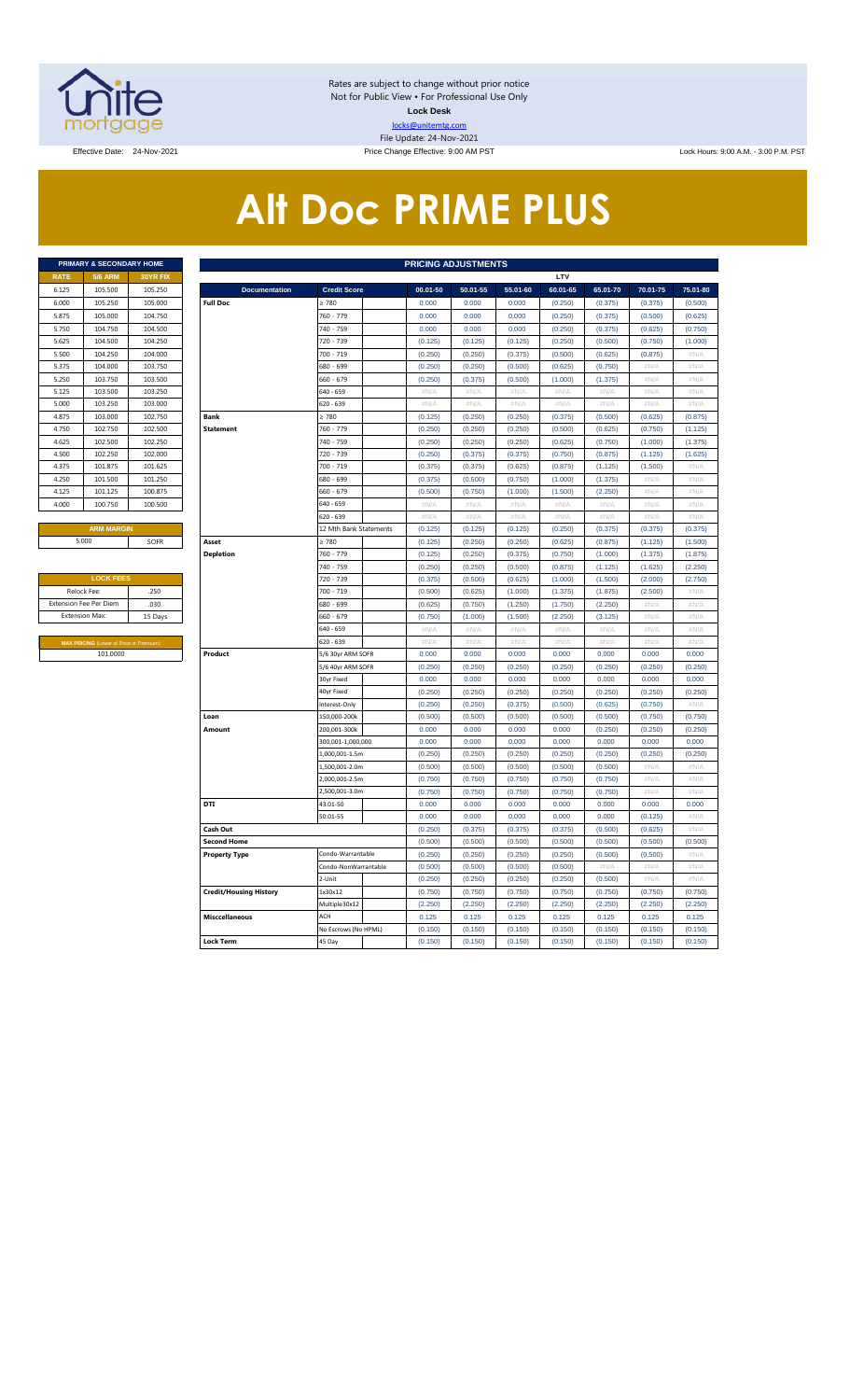Rates are subject to change without prior notice
Not for Public View • For Professional Use Only
**Lock Desk**
locks@unitemtg.com
File Update: 24-Nov-2021

Effective Date: 24-Nov-2021 | Price Change Effective: 9:00 AM PST | Lock Hours: 9:00 A.M. - 3:00 P.M. PST

# Alt Doc PRIME PLUS

| PRIMARY & SECONDARY HOME | | |
|---|---|---|
| RATE | 5/6 ARM | 30YR FIX |
| 6.125 | 105.500 | 105.250 |
| 6.000 | 105.250 | 105.000 |
| 5.875 | 105.000 | 104.750 |
| 5.750 | 104.750 | 104.500 |
| 5.625 | 104.500 | 104.250 |
| 5.500 | 104.250 | 104.000 |
| 5.375 | 104.000 | 103.750 |
| 5.250 | 103.750 | 103.500 |
| 5.125 | 103.500 | 103.250 |
| 5.000 | 103.250 | 103.000 |
| 4.875 | 103.000 | 102.750 |
| 4.750 | 102.750 | 102.500 |
| 4.625 | 102.500 | 102.250 |
| 4.500 | 102.250 | 102.000 |
| 4.375 | 101.875 | 101.625 |
| 4.250 | 101.500 | 101.250 |
| 4.125 | 101.125 | 100.875 |
| 4.000 | 100.750 | 100.500 |

| ARM MARGIN | |
|---|---|
| 5.000 | SOFR |

| LOCK FEES | |
|---|---|
| Relock Fee: | .250 |
| Extension Fee Per Diem | .030 |
| Extension Max: | 15 Days |

| MAX PRICING (Lower of Price or Premium) |
|---|
| 101.0000 |

| PRICING ADJUSTMENTS | | | | | | | | | |
|---|---|---|---|---|---|---|---|---|---|
| | | LTV | | | | | | | |
| Documentation | Credit Score | 00.01-50 | 50.01-55 | 55.01-60 | 60.01-65 | 65.01-70 | 70.01-75 | 75.01-80 |
| Full Doc | ≥ 780 | 0.000 | 0.000 | 0.000 | (0.250) | (0.375) | (0.375) | (0.500) |
| | 760 - 779 | 0.000 | 0.000 | 0.000 | (0.250) | (0.375) | (0.500) | (0.625) |
| | 740 - 759 | 0.000 | 0.000 | 0.000 | (0.250) | (0.375) | (0.625) | (0.750) |
| | 720 - 739 | (0.125) | (0.125) | (0.125) | (0.250) | (0.500) | (0.750) | (1.000) |
| | 700 - 719 | (0.250) | (0.250) | (0.375) | (0.500) | (0.625) | (0.875) | #N/A |
| | 680 - 699 | (0.250) | (0.250) | (0.500) | (0.625) | (0.750) | #N/A | #N/A |
| | 660 - 679 | (0.250) | (0.375) | (0.500) | (1.000) | (1.375) | #N/A | #N/A |
| | 640 - 659 | #N/A | #N/A | #N/A | #N/A | #N/A | #N/A | #N/A |
| | 620 - 639 | #N/A | #N/A | #N/A | #N/A | #N/A | #N/A | #N/A |
| Bank Statement | ≥ 780 | (0.125) | (0.250) | (0.250) | (0.375) | (0.500) | (0.625) | (0.875) |
| | 760 - 779 | (0.250) | (0.250) | (0.250) | (0.500) | (0.625) | (0.750) | (1.125) |
| | 740 - 759 | (0.250) | (0.250) | (0.250) | (0.625) | (0.750) | (1.000) | (1.375) |
| | 720 - 739 | (0.250) | (0.375) | (0.375) | (0.750) | (0.875) | (1.125) | (1.625) |
| | 700 - 719 | (0.375) | (0.375) | (0.625) | (0.875) | (1.125) | (1.500) | #N/A |
| | 680 - 699 | (0.375) | (0.500) | (0.750) | (1.000) | (1.375) | #N/A | #N/A |
| | 660 - 679 | (0.500) | (0.750) | (1.000) | (1.500) | (2.250) | #N/A | #N/A |
| | 640 - 659 | #N/A | #N/A | #N/A | #N/A | #N/A | #N/A | #N/A |
| | 620 - 639 | #N/A | #N/A | #N/A | #N/A | #N/A | #N/A | #N/A |
| | 12 Mth Bank Statements | (0.125) | (0.125) | (0.125) | (0.250) | (0.375) | (0.375) | (0.375) |
| Asset Depletion | ≥ 780 | (0.125) | (0.250) | (0.250) | (0.625) | (0.875) | (1.125) | (1.500) |
| | 760 - 779 | (0.125) | (0.250) | (0.375) | (0.750) | (1.000) | (1.375) | (1.875) |
| | 740 - 759 | (0.250) | (0.250) | (0.500) | (0.875) | (1.125) | (1.625) | (2.250) |
| | 720 - 739 | (0.375) | (0.500) | (0.625) | (1.000) | (1.500) | (2.000) | (2.750) |
| | 700 - 719 | (0.500) | (0.625) | (1.000) | (1.375) | (1.875) | (2.500) | #N/A |
| | 680 - 699 | (0.625) | (0.750) | (1.250) | (1.750) | (2.250) | #N/A | #N/A |
| | 660 - 679 | (0.750) | (1.000) | (1.500) | (2.250) | (3.125) | #N/A | #N/A |
| | 640 - 659 | #N/A | #N/A | #N/A | #N/A | #N/A | #N/A | #N/A |
| | 620 - 639 | #N/A | #N/A | #N/A | #N/A | #N/A | #N/A | #N/A |
| Product | 5/6 30yr ARM SOFR | 0.000 | 0.000 | 0.000 | 0.000 | 0.000 | 0.000 | 0.000 |
| | 5/6 40yr ARM SOFR | (0.250) | (0.250) | (0.250) | (0.250) | (0.250) | (0.250) | (0.250) |
| | 30yr Fixed | 0.000 | 0.000 | 0.000 | 0.000 | 0.000 | 0.000 | 0.000 |
| | 40yr Fixed | (0.250) | (0.250) | (0.250) | (0.250) | (0.250) | (0.250) | (0.250) |
| | Interest-Only | (0.250) | (0.250) | (0.375) | (0.500) | (0.625) | (0.750) | #N/A |
| Loan Amount | 150,000-200k | (0.500) | (0.500) | (0.500) | (0.500) | (0.500) | (0.750) | (0.750) |
| | 200,001-300k | 0.000 | 0.000 | 0.000 | 0.000 | (0.250) | (0.250) | (0.250) |
| | 300,001-1,000,000 | 0.000 | 0.000 | 0.000 | 0.000 | 0.000 | 0.000 | 0.000 |
| | 1,000,001-1.5m | (0.250) | (0.250) | (0.250) | (0.250) | (0.250) | (0.250) | (0.250) |
| | 1,500,001-2.0m | (0.500) | (0.500) | (0.500) | (0.500) | (0.500) | #N/A | #N/A |
| | 2,000,001-2.5m | (0.750) | (0.750) | (0.750) | (0.750) | (0.750) | #N/A | #N/A |
| | 2,500,001-3.0m | (0.750) | (0.750) | (0.750) | (0.750) | (0.750) | #N/A | #N/A |
| DTI | 43.01-50 | 0.000 | 0.000 | 0.000 | 0.000 | 0.000 | 0.000 | 0.000 |
| | 50.01-55 | 0.000 | 0.000 | 0.000 | 0.000 | 0.000 | (0.125) | #N/A |
| Cash Out | | (0.250) | (0.375) | (0.375) | (0.375) | (0.500) | (0.625) | #N/A |
| Second Home | | (0.500) | (0.500) | (0.500) | (0.500) | (0.500) | (0.500) | (0.500) |
| Property Type | Condo-Warrantable | (0.250) | (0.250) | (0.250) | (0.250) | (0.500) | (0.500) | #N/A |
| | Condo-NonWarrantable | (0.500) | (0.500) | (0.500) | (0.500) | #N/A | #N/A | #N/A |
| | 2-Unit | (0.250) | (0.250) | (0.250) | (0.250) | (0.500) | #N/A | #N/A |
| Credit/Housing History | 1x30x12 | (0.750) | (0.750) | (0.750) | (0.750) | (0.750) | (0.750) | (0.750) |
| | Multiple30x12 | (2.250) | (2.250) | (2.250) | (2.250) | (2.250) | (2.250) | (2.250) |
| Misccellaneous | ACH | 0.125 | 0.125 | 0.125 | 0.125 | 0.125 | 0.125 | 0.125 |
| | No Escrows (No HPML) | (0.150) | (0.150) | (0.150) | (0.150) | (0.150) | (0.150) | (0.150) |
| Lock Term | 45 Day | (0.150) | (0.150) | (0.150) | (0.150) | (0.150) | (0.150) | (0.150) |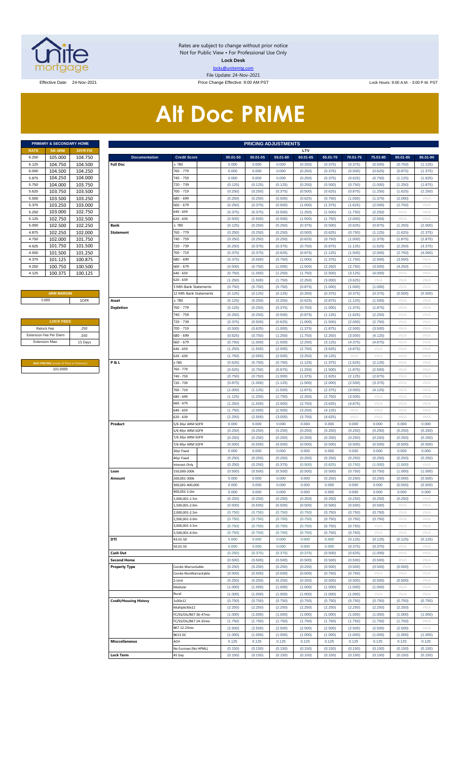Rates are subject to change without prior notice
Not for Public View • For Professional Use Only
**Lock Desk**
locks@unitemtg.com
File Update: 24-Nov-2021

Effective Date: 24-Nov-2021

Price Change Effective: 9:00 AM PST

Lock Hours: 9:00 A.M. - 3:00 P.M. PST

# Alt Doc PRIME

| PRIMARY & SECONDARY HOME | | |
|---|---|---|
| RATE | 5/6 ARM | 30YR FIX |
| 6.250 | 105.000 | 104.750 |
| 6.125 | 104.750 | 104.500 |
| 6.000 | 104.500 | 104.250 |
| 5.875 | 104.250 | 104.000 |
| 5.750 | 104.000 | 103.750 |
| 5.625 | 103.750 | 103.500 |
| 5.500 | 103.500 | 103.250 |
| 5.375 | 103.250 | 103.000 |
| 5.250 | 103.000 | 102.750 |
| 5.125 | 102.750 | 102.500 |
| 5.000 | 102.500 | 102.250 |
| 4.875 | 102.250 | 102.000 |
| 4.750 | 102.000 | 101.750 |
| 4.625 | 101.750 | 101.500 |
| 4.500 | 101.500 | 101.250 |
| 4.375 | 101.125 | 100.875 |
| 4.250 | 100.750 | 100.500 |
| 4.125 | 100.375 | 100.125 |

| ARM MARGIN | |
|---|---|
| 5.000 | SOFR |

| LOCK FEES | |
|---|---|
| Relock Fee: | .250 |
| Extension Fee Per Diem | .030 |
| Extension Max: | 15 Days |

| MAX PRICING (Lower of Price or Premium) |
|---|
| 101.0000 |

| PRICING ADJUSTMENTS | | | | | | | | | | | |
|---|---|---|---|---|---|---|---|---|---|---|---|
| | | LTV | | | | | | | | | |
| Documentation | Credit Score | 00.01-50 | 50.01-55 | 55.01-60 | 60.01-65 | 65.01-70 | 70.01-75 | 75.01-80 | 80.01-85 | 85.01-90 |
| Full Doc | ≥ 780 | 0.000 | 0.000 | 0.000 | (0.250) | (0.375) | (0.375) | (0.500) | (0.750) | (1.125) |
| | 760 - 779 | 0.000 | 0.000 | 0.000 | (0.250) | (0.375) | (0.500) | (0.625) | (0.875) | (1.375) |
| | 740 - 759 | 0.000 | 0.000 | 0.000 | (0.250) | (0.375) | (0.625) | (0.750) | (1.125) | (1.625) |
| | 720 - 739 | (0.125) | (0.125) | (0.125) | (0.250) | (0.500) | (0.750) | (1.000) | (1.250) | (1.875) |
| | 700 - 719 | (0.250) | (0.250) | (0.375) | (0.500) | (0.625) | (0.875) | (1.250) | (1.625) | (2.250) |
| | 680 - 699 | (0.250) | (0.250) | (0.500) | (0.625) | (0.750) | (1.000) | (1.375) | (2.000) | #N/A |
| | 660 - 679 | (0.250) | (0.375) | (0.500) | (1.000) | (1.375) | (1.625) | (2.000) | (2.750) | #N/A |
| | 640 - 659 | (0.375) | (0.375) | (0.500) | (1.250) | (1.500) | (1.750) | (2.250) | #N/A | #N/A |
| | 620 - 639 | (0.500) | (0.500) | (0.500) | (1.500) | (1.750) | (2.000) | (2.500) | #N/A | #N/A |
| Bank Statement | ≥ 780 | (0.125) | (0.250) | (0.250) | (0.375) | (0.500) | (0.625) | (0.875) | (1.250) | (2.000) |
| | 760 - 779 | (0.250) | (0.250) | (0.250) | (0.500) | (0.625) | (0.750) | (1.125) | (1.625) | (2.375) |
| | 740 - 759 | (0.250) | (0.250) | (0.250) | (0.625) | (0.750) | (1.000) | (1.375) | (1.875) | (2.875) |
| | 720 - 739 | (0.250) | (0.375) | (0.375) | (0.750) | (0.875) | (1.125) | (1.625) | (2.250) | (3.375) |
| | 700 - 719 | (0.375) | (0.375) | (0.625) | (0.875) | (1.125) | (1.500) | (2.000) | (2.750) | (4.000) |
| | 680 - 699 | (0.375) | (0.500) | (0.750) | (1.000) | (1.375) | (1.750) | (2.500) | (3.500) | #N/A |
| | 660 - 679 | (0.500) | (0.750) | (1.000) | (1.500) | (2.250) | (2.750) | (3.500) | (4.250) | #N/A |
| | 640 - 659 | (0.750) | (1.000) | (1.250) | (1.750) | (2.500) | (3.125) | (4.000) | #N/A | #N/A |
| | 620 - 639 | (1.250) | (1.500) | (1.750) | (2.250) | (3.000) | (3.625) | #N/A | #N/A | #N/A |
| | 3 Mth Bank Statements | (0.750) | (0.750) | (0.750) | (0.875) | (1.000) | (1.000) | (1.000) | #N/A | #N/A |
| | 12 Mth Bank Statements | (0.125) | (0.125) | (0.125) | (0.250) | (0.375) | (0.375) | (0.375) | (0.500) | (0.500) |
| Asset Depletion | ≥ 780 | (0.125) | (0.250) | (0.250) | (0.625) | (0.875) | (1.125) | (1.500) | #N/A | #N/A |
| | 760 - 779 | (0.125) | (0.250) | (0.375) | (0.750) | (1.000) | (1.375) | (1.875) | #N/A | #N/A |
| | 740 - 759 | (0.250) | (0.250) | (0.500) | (0.875) | (1.125) | (1.625) | (2.250) | #N/A | #N/A |
| | 720 - 739 | (0.375) | (0.500) | (0.625) | (1.000) | (1.500) | (2.000) | (2.750) | #N/A | #N/A |
| | 700 - 719 | (0.500) | (0.625) | (1.000) | (1.375) | (1.875) | (2.500) | (3.500) | #N/A | #N/A |
| | 680 - 699 | (0.625) | (0.750) | (1.250) | (1.750) | (2.250) | (3.000) | (4.125) | #N/A | #N/A |
| | 660 - 679 | (0.750) | (1.000) | (1.500) | (2.250) | (3.125) | (4.375) | (4.875) | #N/A | #N/A |
| | 640 - 659 | (1.250) | (1.500) | (2.000) | (2.750) | (3.625) | (4.875) | #N/A | #N/A | #N/A |
| | 620 - 639 | (1.750) | (2.000) | (2.500) | (3.250) | (4.125) | #N/A | #N/A | #N/A | #N/A |
| P & L | ≥ 780 | (0.625) | (0.750) | (0.750) | (1.125) | (1.375) | (1.625) | (2.125) | #N/A | #N/A |
| | 760 - 779 | (0.625) | (0.750) | (0.875) | (1.250) | (1.500) | (1.875) | (2.500) | #N/A | #N/A |
| | 740 - 759 | (0.750) | (0.750) | (1.000) | (1.375) | (1.625) | (2.125) | (2.875) | #N/A | #N/A |
| | 720 - 739 | (0.875) | (1.000) | (1.125) | (1.500) | (2.000) | (2.500) | (3.375) | #N/A | #N/A |
| | 700 - 719 | (1.000) | (1.125) | (1.500) | (1.875) | (2.375) | (3.000) | (4.125) | #N/A | #N/A |
| | 680 - 699 | (1.125) | (1.250) | (1.750) | (2.250) | (2.750) | (3.500) | #N/A | #N/A | #N/A |
| | 660 - 679 | (1.250) | (1.500) | (2.000) | (2.750) | (3.625) | (4.875) | #N/A | #N/A | #N/A |
| | 640 - 659 | (1.750) | (2.000) | (2.500) | (3.250) | (4.125) | #N/A | #N/A | #N/A | #N/A |
| | 620 - 639 | (2.250) | (2.500) | (3.000) | (3.750) | (4.625) | #N/A | #N/A | #N/A | #N/A |
| Product | 5/6 30yr ARM SOFR | 0.000 | 0.000 | 0.000 | 0.000 | 0.000 | 0.000 | 0.000 | 0.000 | 0.000 |
| | 5/6 40yr ARM SOFR | (0.250) | (0.250) | (0.250) | (0.250) | (0.250) | (0.250) | (0.250) | (0.250) | (0.250) |
| | 7/6 30yr ARM SOFR | (0.250) | (0.250) | (0.250) | (0.250) | (0.250) | (0.250) | (0.250) | (0.250) | (0.250) |
| | 7/6 40yr ARM SOFR | (0.500) | (0.500) | (0.500) | (0.500) | (0.500) | (0.500) | (0.500) | (0.500) | (0.500) |
| | 30yr Fixed | 0.000 | 0.000 | 0.000 | 0.000 | 0.000 | 0.000 | 0.000 | 0.000 | 0.000 |
| | 40yr Fixed | (0.250) | (0.250) | (0.250) | (0.250) | (0.250) | (0.250) | (0.250) | (0.250) | (0.250) |
| | Interest-Only | (0.250) | (0.250) | (0.375) | (0.500) | (0.625) | (0.750) | (1.000) | (1.500) | #N/A |
| Loan Amount | 150,000-200k | (0.500) | (0.500) | (0.500) | (0.500) | (0.500) | (0.750) | (0.750) | (1.000) | (1.000) |
| | 200,001-300k | 0.000 | 0.000 | 0.000 | 0.000 | (0.250) | (0.250) | (0.250) | (0.500) | (0.500) |
| | 300,001-400,000 | 0.000 | 0.000 | 0.000 | 0.000 | 0.000 | 0.000 | 0.000 | (0.500) | (0.500) |
| | 400,001-1.0m | 0.000 | 0.000 | 0.000 | 0.000 | 0.000 | 0.000 | 0.000 | 0.000 | 0.000 |
| | 1,000,001-1.5m | (0.250) | (0.250) | (0.250) | (0.250) | (0.250) | (0.250) | (0.250) | (0.250) | #N/A |
| | 1,500,001-2.0m | (0.500) | (0.500) | (0.500) | (0.500) | (0.500) | (0.500) | (0.500) | #N/A | #N/A |
| | 2,000,001-2.5m | (0.750) | (0.750) | (0.750) | (0.750) | (0.750) | (0.750) | (0.750) | #N/A | #N/A |
| | 2,500,001-3.0m | (0.750) | (0.750) | (0.750) | (0.750) | (0.750) | (0.750) | (0.750) | #N/A | #N/A |
| | 3,000,001-3.5m | (0.750) | (0.750) | (0.750) | (0.750) | (0.750) | (0.750) | #N/A | #N/A | #N/A |
| | 3,500,001-4.0m | (0.750) | (0.750) | (0.750) | (0.750) | (0.750) | (0.750) | #N/A | #N/A | #N/A |
| DTI | 43.01-50 | 0.000 | 0.000 | 0.000 | 0.000 | 0.000 | (0.125) | (0.125) | (0.125) | (0.125) |
| | 50.01-55 | 0.000 | 0.000 | 0.000 | 0.000 | 0.000 | (0.375) | (0.375) | #N/A | #N/A |
| Cash Out | | (0.250) | (0.375) | (0.375) | (0.375) | (0.500) | (0.625) | (1.000) | #N/A | #N/A |
| Second Home | | (0.500) | (0.500) | (0.500) | (0.500) | (0.500) | (0.500) | (0.500) | #N/A | #N/A |
| Property Type | Condo-Warrantable | (0.250) | (0.250) | (0.250) | (0.250) | (0.500) | (0.500) | (0.500) | (0.500) | #N/A |
| | Condo-NonWarrantable | (0.500) | (0.500) | (0.500) | (0.500) | (0.750) | (0.750) | #N/A | #N/A | #N/A |
| | 2-Unit | (0.250) | (0.250) | (0.250) | (0.250) | (0.500) | (0.500) | (0.500) | (0.500) | #N/A |
| | Modular | (1.000) | (1.000) | (1.000) | (1.000) | (1.000) | (1.000) | (1.000) | #N/A | #N/A |
| | Rural | (1.000) | (1.000) | (1.000) | (1.000) | (1.000) | (1.000) | #N/A | #N/A | #N/A |
| Credit/Housing History | 1x30x12 | (0.750) | (0.750) | (0.750) | (0.750) | (0.750) | (0.750) | (0.750) | (0.750) | (0.750) |
| | Multiple30x12 | (2.250) | (2.250) | (2.250) | (2.250) | (2.250) | (2.250) | (2.250) | (2.250) | #N/A |
| | FC/SS/DIL/BK7 36-47mo | (1.000) | (1.000) | (1.000) | (1.000) | (1.000) | (1.000) | (1.000) | (1.000) | (1.000) |
| | FC/SS/DIL/BK7 24-35mo | (1.750) | (1.750) | (1.750) | (1.750) | (1.750) | (1.750) | (1.750) | (1.750) | #N/A |
| | BK7 12-23mo | (2.500) | (2.500) | (2.500) | (2.500) | (2.500) | (2.500) | (2.500) | (2.500) | #N/A |
| | BK13 DC | (1.000) | (1.000) | (1.000) | (1.000) | (1.000) | (1.000) | (1.000) | (1.000) | (1.000) |
| Misccellaneous | ACH | 0.125 | 0.125 | 0.125 | 0.125 | 0.125 | 0.125 | 0.125 | 0.125 | 0.125 |
| | No Escrows (No HPML) | (0.150) | (0.150) | (0.150) | (0.150) | (0.150) | (0.150) | (0.150) | (0.150) | (0.150) |
| Lock Term | 45 Day | (0.150) | (0.150) | (0.150) | (0.150) | (0.150) | (0.150) | (0.150) | (0.150) | (0.150) |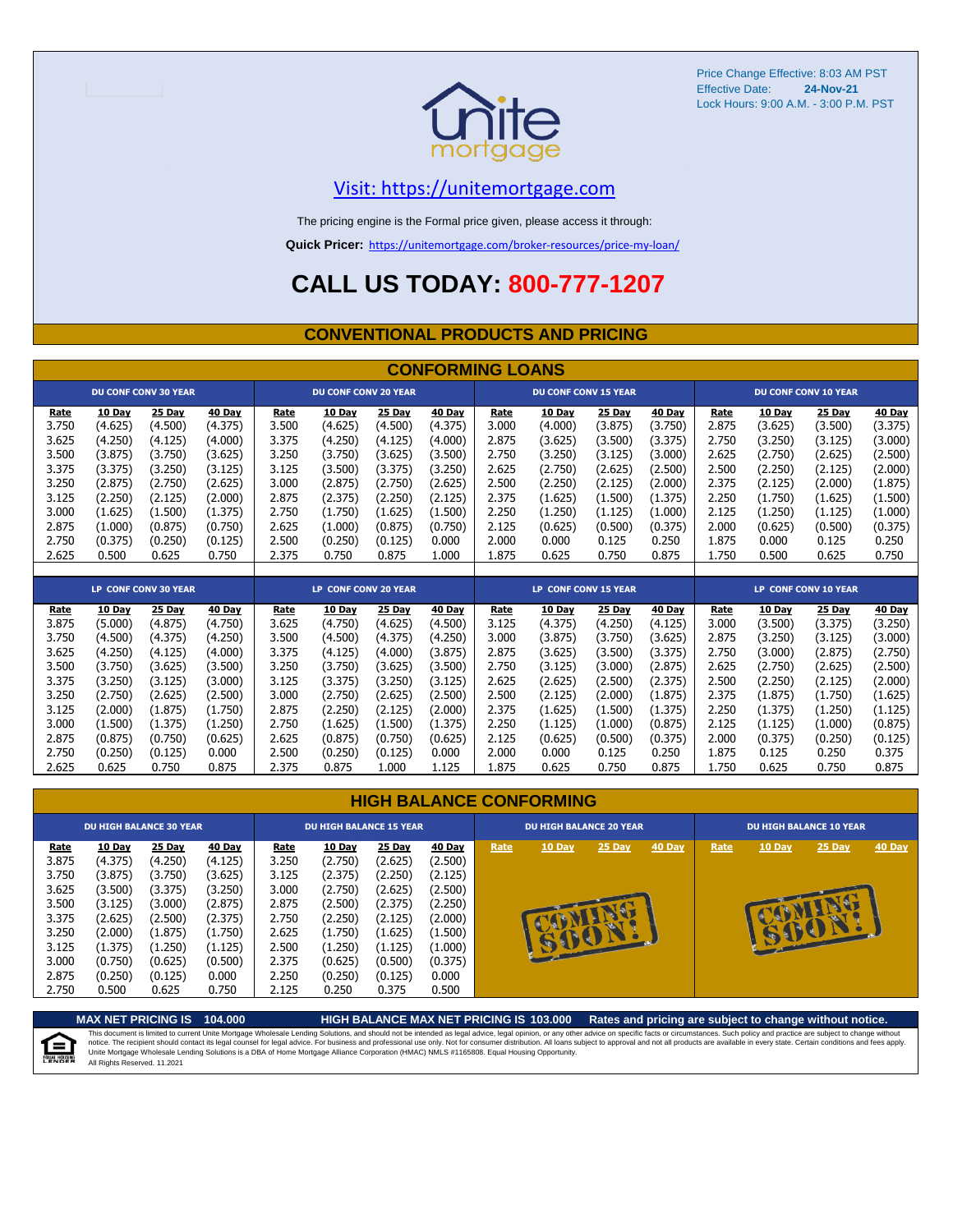Price Change Effective: 8:03 AM PST
Effective Date: **24-Nov-21**
Lock Hours: 9:00 A.M. - 3:00 P.M. PST

unite mortgage

Visit: https://unitemortgage.com

The pricing engine is the Formal price given, please access it through:

**Quick Pricer:** https://unitemortgage.com/broker-resources/price-my-loan/

# CALL US TODAY: 800-777-1207

## CONVENTIONAL PRODUCTS AND PRICING

### CONFORMING LOANS

| DU CONF CONV 30 YEAR | | | | DU CONF CONV 20 YEAR | | | | DU CONF CONV 15 YEAR | | | | DU CONF CONV 10 YEAR | | | |
|---|---|---|---|---|---|---|---|---|---|---|---|---|---|---|---|
| Rate | 10 Day | 25 Day | 40 Day | Rate | 10 Day | 25 Day | 40 Day | Rate | 10 Day | 25 Day | 40 Day | Rate | 10 Day | 25 Day | 40 Day |
| 3.750 | (4.625) | (4.500) | (4.375) | 3.500 | (4.625) | (4.500) | (4.375) | 3.000 | (4.000) | (3.875) | (3.750) | 2.875 | (3.625) | (3.500) | (3.375) |
| 3.625 | (4.250) | (4.125) | (4.000) | 3.375 | (4.250) | (4.125) | (4.000) | 2.875 | (3.625) | (3.500) | (3.375) | 2.750 | (3.250) | (3.125) | (3.000) |
| 3.500 | (3.875) | (3.750) | (3.625) | 3.250 | (3.750) | (3.625) | (3.500) | 2.750 | (3.250) | (3.125) | (3.000) | 2.625 | (2.750) | (2.625) | (2.500) |
| 3.375 | (3.375) | (3.250) | (3.125) | 3.125 | (3.500) | (3.375) | (3.250) | 2.625 | (2.750) | (2.625) | (2.500) | 2.500 | (2.250) | (2.125) | (2.000) |
| 3.250 | (2.875) | (2.750) | (2.625) | 3.000 | (2.875) | (2.750) | (2.625) | 2.500 | (2.250) | (2.125) | (2.000) | 2.375 | (2.125) | (2.000) | (1.875) |
| 3.125 | (2.250) | (2.125) | (2.000) | 2.875 | (2.375) | (2.250) | (2.125) | 2.375 | (1.625) | (1.500) | (1.375) | 2.250 | (1.750) | (1.625) | (1.500) |
| 3.000 | (1.625) | (1.500) | (1.375) | 2.750 | (1.750) | (1.625) | (1.500) | 2.250 | (1.250) | (1.125) | (1.000) | 2.125 | (1.250) | (1.125) | (1.000) |
| 2.875 | (1.000) | (0.875) | (0.750) | 2.625 | (1.000) | (0.875) | (0.750) | 2.125 | (0.625) | (0.500) | (0.375) | 2.000 | (0.625) | (0.500) | (0.375) |
| 2.750 | (0.375) | (0.250) | (0.125) | 2.500 | (0.250) | (0.125) | 0.000 | 2.000 | 0.000 | 0.125 | 0.250 | 1.875 | 0.000 | 0.125 | 0.250 |
| 2.625 | 0.500 | 0.625 | 0.750 | 2.375 | 0.750 | 0.875 | 1.000 | 1.875 | 0.625 | 0.750 | 0.875 | 1.750 | 0.500 | 0.625 | 0.750 |

| LP CONF CONV 30 YEAR | | | | LP CONF CONV 20 YEAR | | | | LP CONF CONV 15 YEAR | | | | LP CONF CONV 10 YEAR | | | |
|---|---|---|---|---|---|---|---|---|---|---|---|---|---|---|---|
| Rate | 10 Day | 25 Day | 40 Day | Rate | 10 Day | 25 Day | 40 Day | Rate | 10 Day | 25 Day | 40 Day | Rate | 10 Day | 25 Day | 40 Day |
| 3.875 | (5.000) | (4.875) | (4.750) | 3.625 | (4.750) | (4.625) | (4.500) | 3.125 | (4.375) | (4.250) | (4.125) | 3.000 | (3.500) | (3.375) | (3.250) |
| 3.750 | (4.500) | (4.375) | (4.250) | 3.500 | (4.500) | (4.375) | (4.250) | 3.000 | (3.875) | (3.750) | (3.625) | 2.875 | (3.250) | (3.125) | (3.000) |
| 3.625 | (4.250) | (4.125) | (4.000) | 3.375 | (4.125) | (4.000) | (3.875) | 2.875 | (3.625) | (3.500) | (3.375) | 2.750 | (3.000) | (2.875) | (2.750) |
| 3.500 | (3.750) | (3.625) | (3.500) | 3.250 | (3.750) | (3.625) | (3.500) | 2.750 | (3.125) | (3.000) | (2.875) | 2.625 | (2.750) | (2.625) | (2.500) |
| 3.375 | (3.250) | (3.125) | (3.000) | 3.125 | (3.375) | (3.250) | (3.125) | 2.625 | (2.625) | (2.500) | (2.375) | 2.500 | (2.250) | (2.125) | (2.000) |
| 3.250 | (2.750) | (2.625) | (2.500) | 3.000 | (2.750) | (2.625) | (2.500) | 2.500 | (2.125) | (2.000) | (1.875) | 2.375 | (1.875) | (1.750) | (1.625) |
| 3.125 | (2.000) | (1.875) | (1.750) | 2.875 | (2.250) | (2.125) | (2.000) | 2.375 | (1.625) | (1.500) | (1.375) | 2.250 | (1.375) | (1.250) | (1.125) |
| 3.000 | (1.500) | (1.375) | (1.250) | 2.750 | (1.625) | (1.500) | (1.375) | 2.250 | (1.125) | (1.000) | (0.875) | 2.125 | (1.125) | (1.000) | (0.875) |
| 2.875 | (0.875) | (0.750) | (0.625) | 2.625 | (0.875) | (0.750) | (0.625) | 2.125 | (0.625) | (0.500) | (0.375) | 2.000 | (0.375) | (0.250) | (0.125) |
| 2.750 | (0.250) | (0.125) | 0.000 | 2.500 | (0.250) | (0.125) | 0.000 | 2.000 | 0.000 | 0.125 | 0.250 | 1.875 | 0.125 | 0.250 | 0.375 |
| 2.625 | 0.625 | 0.750 | 0.875 | 2.375 | 0.875 | 1.000 | 1.125 | 1.875 | 0.625 | 0.750 | 0.875 | 1.750 | 0.625 | 0.750 | 0.875 |

### HIGH BALANCE CONFORMING

| DU HIGH BALANCE 30 YEAR | | | | DU HIGH BALANCE 15 YEAR | | | | DU HIGH BALANCE 20 YEAR | | | | DU HIGH BALANCE 10 YEAR | | | |
|---|---|---|---|---|---|---|---|---|---|---|---|---|---|---|---|
| Rate | 10 Day | 25 Day | 40 Day | Rate | 10 Day | 25 Day | 40 Day | Rate | 10 Day | 25 Day | 40 Day | Rate | 10 Day | 25 Day | 40 Day |
| 3.875 | (4.375) | (4.250) | (4.125) | 3.250 | (2.750) | (2.625) | (2.500) | COMING SOON! | | | | COMING SOON! | | | |
| 3.750 | (3.875) | (3.750) | (3.625) | 3.125 | (2.375) | (2.250) | (2.125) | | | | | | | | |
| 3.625 | (3.500) | (3.375) | (3.250) | 3.000 | (2.750) | (2.625) | (2.500) | | | | | | | | |
| 3.500 | (3.125) | (3.000) | (2.875) | 2.875 | (2.500) | (2.375) | (2.250) | | | | | | | | |
| 3.375 | (2.625) | (2.500) | (2.375) | 2.750 | (2.250) | (2.125) | (2.000) | | | | | | | | |
| 3.250 | (2.000) | (1.875) | (1.750) | 2.625 | (1.750) | (1.625) | (1.500) | | | | | | | | |
| 3.125 | (1.375) | (1.250) | (1.125) | 2.500 | (1.250) | (1.125) | (1.000) | | | | | | | | |
| 3.000 | (0.750) | (0.625) | (0.500) | 2.375 | (0.625) | (0.500) | (0.375) | | | | | | | | |
| 2.875 | (0.250) | (0.125) | 0.000 | 2.250 | (0.250) | (0.125) | 0.000 | | | | | | | | |
| 2.750 | 0.500 | 0.625 | 0.750 | 2.125 | 0.250 | 0.375 | 0.500 | | | | | | | | |

**MAX NET PRICING IS 104.000** **HIGH BALANCE MAX NET PRICING IS 103.000** **Rates and pricing are subject to change without notice.**

This document is limited to current Unite Mortgage Wholesale Lending Solutions, and should not be intended as legal advice, legal opinion, or any other advice on specific facts or circumstances. Such policy and practice are subject to change without notice. The recipient should contact its legal counsel for legal advice. For business and professional use only. Not for consumer distribution. All loans subject to approval and not all products are available in every state. Certain conditions and fees apply. Unite Mortgage Wholesale Lending Solutions is a DBA of Home Mortgage Alliance Corporation (HMAC) NMLS #1165808. Equal Housing Opportunity.
All Rights Reserved. 11.2021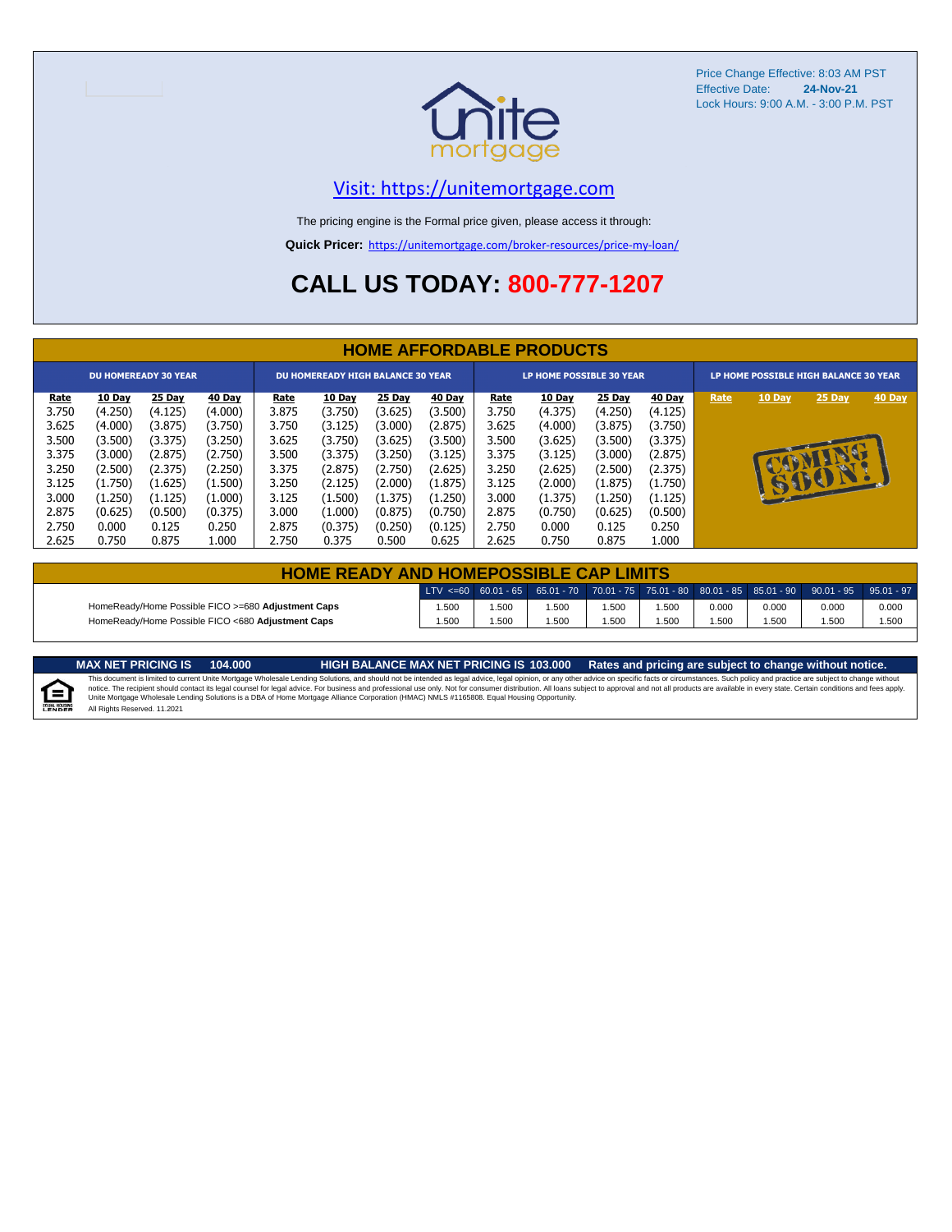Price Change Effective: 8:03 AM PST
Effective Date: **24-Nov-21**
Lock Hours: 9:00 A.M. - 3:00 P.M. PST

Visit: https://unitemortgage.com

The pricing engine is the Formal price given, please access it through:

**Quick Pricer:** https://unitemortgage.com/broker-resources/price-my-loan/

# CALL US TODAY: 800-777-1207

## HOME AFFORDABLE PRODUCTS

| DU HOMEREADY 30 YEAR | | | | DU HOMEREADY HIGH BALANCE 30 YEAR | | | | LP HOME POSSIBLE 30 YEAR | | | | LP HOME POSSIBLE HIGH BALANCE 30 YEAR | | | |
|---|---|---|---|---|---|---|---|---|---|---|---|---|---|---|---|
| Rate | 10 Day | 25 Day | 40 Day | Rate | 10 Day | 25 Day | 40 Day | Rate | 10 Day | 25 Day | 40 Day | Rate | 10 Day | 25 Day | 40 Day |
| 3.750 | (4.250) | (4.125) | (4.000) | 3.875 | (3.750) | (3.625) | (3.500) | 3.750 | (4.375) | (4.250) | (4.125) | COMING SOON! | | | |
| 3.625 | (4.000) | (3.875) | (3.750) | 3.750 | (3.125) | (3.000) | (2.875) | 3.625 | (4.000) | (3.875) | (3.750) | | | | |
| 3.500 | (3.500) | (3.375) | (3.250) | 3.625 | (3.750) | (3.625) | (3.500) | 3.500 | (3.625) | (3.500) | (3.375) | | | | |
| 3.375 | (3.000) | (2.875) | (2.750) | 3.500 | (3.375) | (3.250) | (3.125) | 3.375 | (3.125) | (3.000) | (2.875) | | | | |
| 3.250 | (2.500) | (2.375) | (2.250) | 3.375 | (2.875) | (2.750) | (2.625) | 3.250 | (2.625) | (2.500) | (2.375) | | | | |
| 3.125 | (1.750) | (1.625) | (1.500) | 3.250 | (2.125) | (2.000) | (1.875) | 3.125 | (2.000) | (1.875) | (1.750) | | | | |
| 3.000 | (1.250) | (1.125) | (1.000) | 3.125 | (1.500) | (1.375) | (1.250) | 3.000 | (1.375) | (1.250) | (1.125) | | | | |
| 2.875 | (0.625) | (0.500) | (0.375) | 3.000 | (1.000) | (0.875) | (0.750) | 2.875 | (0.750) | (0.625) | (0.500) | | | | |
| 2.750 | 0.000 | 0.125 | 0.250 | 2.875 | (0.375) | (0.250) | (0.125) | 2.750 | 0.000 | 0.125 | 0.250 | | | | |
| 2.625 | 0.750 | 0.875 | 1.000 | 2.750 | 0.375 | 0.500 | 0.625 | 2.625 | 0.750 | 0.875 | 1.000 | | | | |

## HOME READY AND HOMEPOSSIBLE CAP LIMITS

| | LTV <=60 | 60.01 - 65 | 65.01 - 70 | 70.01 - 75 | 75.01 - 80 | 80.01 - 85 | 85.01 - 90 | 90.01 - 95 | 95.01 - 97 |
|---|---|---|---|---|---|---|---|---|---|
| HomeReady/Home Possible FICO >=680 **Adjustment Caps** | 1.500 | 1.500 | 1.500 | 1.500 | 1.500 | 0.000 | 0.000 | 0.000 | 0.000 |
| HomeReady/Home Possible FICO <680 **Adjustment Caps** | 1.500 | 1.500 | 1.500 | 1.500 | 1.500 | 1.500 | 1.500 | 1.500 | 1.500 |

**MAX NET PRICING IS 104.000** **HIGH BALANCE MAX NET PRICING IS 103.000** **Rates and pricing are subject to change without notice.**

This document is limited to current Unite Mortgage Wholesale Lending Solutions, and should not be intended as legal advice, legal opinion, or any other advice on specific facts or circumstances. Such policy and practice are subject to change without notice. The recipient should contact its legal counsel for legal advice. For business and professional use only. Not for consumer distribution. All loans subject to approval and not all products are available in every state. Certain conditions and fees apply. Unite Mortgage Wholesale Lending Solutions is a DBA of Home Mortgage Alliance Corporation (HMAC) NMLS #1165808. Equal Housing Opportunity.
All Rights Reserved. 11.2021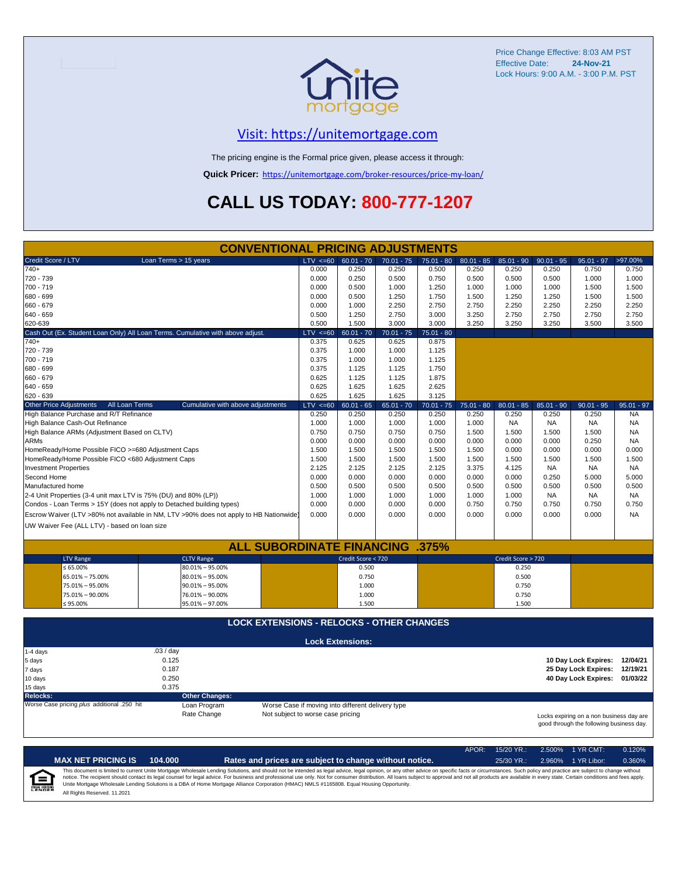Price Change Effective: 8:03 AM PST
Effective Date: **24-Nov-21**
Lock Hours: 9:00 A.M. - 3:00 P.M. PST

unite mortgage

## Visit: https://unitemortgage.com

The pricing engine is the Formal price given, please access it through:

**Quick Pricer:** https://unitemortgage.com/broker-resources/price-my-loan/

# CALL US TODAY: 800-777-1207

## CONVENTIONAL PRICING ADJUSTMENTS

| Credit Score / LTV &nbsp;&nbsp; Loan Terms > 15 years | LTV <=60 | 60.01 - 70 | 70.01 - 75 | 75.01 - 80 | 80.01 - 85 | 85.01 - 90 | 90.01 - 95 | 95.01 - 97 | >97.00% |
|---|---|---|---|---|---|---|---|---|---|
| 740+ | 0.000 | 0.250 | 0.250 | 0.500 | 0.250 | 0.250 | 0.250 | 0.750 | 0.750 |
| 720 - 739 | 0.000 | 0.250 | 0.500 | 0.750 | 0.500 | 0.500 | 0.500 | 1.000 | 1.000 |
| 700 - 719 | 0.000 | 0.500 | 1.000 | 1.250 | 1.000 | 1.000 | 1.000 | 1.500 | 1.500 |
| 680 - 699 | 0.000 | 0.500 | 1.250 | 1.750 | 1.500 | 1.250 | 1.250 | 1.500 | 1.500 |
| 660 - 679 | 0.000 | 1.000 | 2.250 | 2.750 | 2.750 | 2.250 | 2.250 | 2.250 | 2.250 |
| 640 - 659 | 0.500 | 1.250 | 2.750 | 3.000 | 3.250 | 2.750 | 2.750 | 2.750 | 2.750 |
| 620-639 | 0.500 | 1.500 | 3.000 | 3.000 | 3.250 | 3.250 | 3.250 | 3.500 | 3.500 |

| Cash Out (Ex. Student Loan Only) All Loan Terms. Cumulative with above adjust. | LTV <=60 | 60.01 - 70 | 70.01 - 75 | 75.01 - 80 |
|---|---|---|---|---|
| 740+ | 0.375 | 0.625 | 0.625 | 0.875 |
| 720 - 739 | 0.375 | 1.000 | 1.000 | 1.125 |
| 700 - 719 | 0.375 | 1.000 | 1.000 | 1.125 |
| 680 - 699 | 0.375 | 1.125 | 1.125 | 1.750 |
| 660 - 679 | 0.625 | 1.125 | 1.125 | 1.875 |
| 640 - 659 | 0.625 | 1.625 | 1.625 | 2.625 |
| 620 - 639 | 0.625 | 1.625 | 1.625 | 3.125 |

| Other Price Adjustments &nbsp; All Loan Terms &nbsp; Cumulative with above adjustments | LTV <=60 | 60.01 - 65 | 65.01 - 70 | 70.01 - 75 | 75.01 - 80 | 80.01 - 85 | 85.01 - 90 | 90.01 - 95 | 95.01 - 97 |
|---|---|---|---|---|---|---|---|---|---|
| High Balance Purchase and R/T Refinance | 0.250 | 0.250 | 0.250 | 0.250 | 0.250 | 0.250 | 0.250 | 0.250 | NA |
| High Balance Cash-Out Refinance | 1.000 | 1.000 | 1.000 | 1.000 | 1.000 | NA | NA | NA | NA |
| High Balance ARMs (Adjustment Based on CLTV) | 0.750 | 0.750 | 0.750 | 0.750 | 1.500 | 1.500 | 1.500 | 1.500 | NA |
| ARMs | 0.000 | 0.000 | 0.000 | 0.000 | 0.000 | 0.000 | 0.000 | 0.250 | NA |
| HomeReady/Home Possible FICO >=680 Adjustment Caps | 1.500 | 1.500 | 1.500 | 1.500 | 1.500 | 0.000 | 0.000 | 0.000 | 0.000 |
| HomeReady/Home Possible FICO <680 Adjustment Caps | 1.500 | 1.500 | 1.500 | 1.500 | 1.500 | 1.500 | 1.500 | 1.500 | 1.500 |
| Investment Properties | 2.125 | 2.125 | 2.125 | 2.125 | 3.375 | 4.125 | NA | NA | NA |
| Second Home | 0.000 | 0.000 | 0.000 | 0.000 | 0.000 | 0.000 | 0.250 | 5.000 | 5.000 |
| Manufactured home | 0.500 | 0.500 | 0.500 | 0.500 | 0.500 | 0.500 | 0.500 | 0.500 | 0.500 |
| 2-4 Unit Properties (3-4 unit max LTV is 75% (DU) and 80% (LP)) | 1.000 | 1.000 | 1.000 | 1.000 | 1.000 | 1.000 | NA | NA | NA |
| Condos - Loan Terms > 15Y (does not apply to Detached building types) | 0.000 | 0.000 | 0.000 | 0.000 | 0.750 | 0.750 | 0.750 | 0.750 | 0.750 |
| Escrow Waiver (LTV >80% not available in NM, LTV >90% does not apply to HB Nationwide) | 0.000 | 0.000 | 0.000 | 0.000 | 0.000 | 0.000 | 0.000 | 0.000 | NA |
| UW Waiver Fee (ALL LTV) - based on loan size | | | | | | | | | |

## ALL SUBORDINATE FINANCING .375%

| LTV Range | CLTV Range | Credit Score < 720 | Credit Score > 720 |
|---|---|---|---|
| ≤ 65.00% | 80.01% – 95.00% | 0.500 | 0.250 |
| 65.01% – 75.00% | 80.01% – 95.00% | 0.750 | 0.500 |
| 75.01% – 95.00% | 90.01% – 95.00% | 1.000 | 0.750 |
| 75.01% – 90.00% | 76.01% – 90.00% | 1.000 | 0.750 |
| ≤ 95.00% | 95.01% – 97.00% | 1.500 | 1.500 |

## LOCK EXTENSIONS - RELOCKS - OTHER CHANGES

### Lock Extensions:

| | |
|---|---|
| 1-4 days | .03 / day |
| 5 days | 0.125 |
| 7 days | 0.187 |
| 10 days | 0.250 |
| 15 days | 0.375 |

| | |
|---|---|
| 10 Day Lock Expires: | 12/04/21 |
| 25 Day Lock Expires: | 12/19/21 |
| 40 Day Lock Expires: | 01/03/22 |

**Relocks:**
Worse Case pricing *plus* additional .250 hit

**Other Changes:**

| | |
|---|---|
| Loan Program | Worse Case if moving into different delivery type |
| Rate Change | Not subject to worse case pricing |

Locks expiring on a non business day are good through the following business day.

| APOR: | 15/20 YR.: | 2.500% | 1 YR CMT: | 0.120% |
|---|---|---|---|---|
| | 25/30 YR.: | 2.960% | 1 YR Libor: | 0.360% |

**MAX NET PRICING IS 104.000** &nbsp;&nbsp; **Rates and prices are subject to change without notice.**

This document is limited to current Unite Mortgage Wholesale Lending Solutions, and should not be intended as legal advice, legal opinion, or any other advice on specific facts or circumstances. Such policy and practice are subject to change without notice. The recipient should contact its legal counsel for legal advice. For business and professional use only. Not for consumer distribution. All loans subject to approval and not all products are available in every state. Certain conditions and fees apply. Unite Mortgage Wholesale Lending Solutions is a DBA of Home Mortgage Alliance Corporation (HMAC) NMLS #1165808. Equal Housing Opportunity.
All Rights Reserved. 11.2021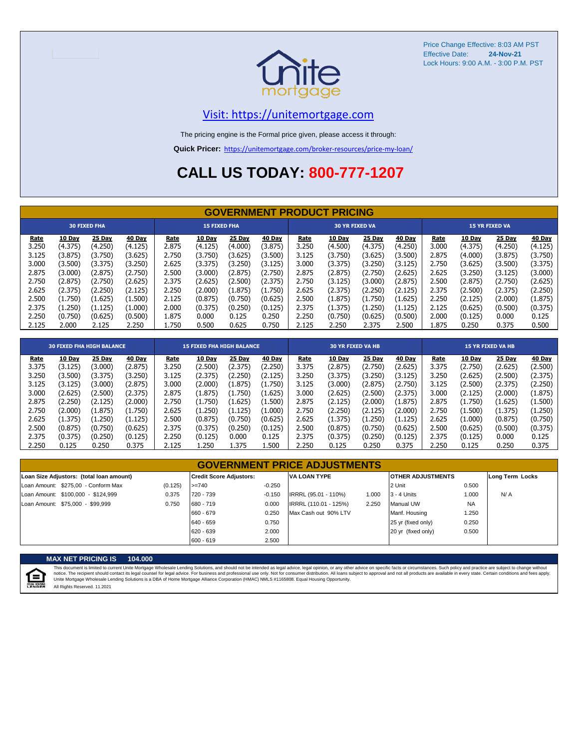Price Change Effective: 8:03 AM PST
Effective Date: **24-Nov-21**
Lock Hours: 9:00 A.M. - 3:00 P.M. PST

unite mortgage

Visit: https://unitemortgage.com

The pricing engine is the Formal price given, please access it through:

**Quick Pricer:** https://unitemortgage.com/broker-resources/price-my-loan/

# CALL US TODAY: 800-777-1207

## GOVERNMENT PRODUCT PRICING

| 30 FIXED FHA | | | | 15 FIXED FHA | | | | 30 YR FIXED VA | | | | 15 YR FIXED VA | | | |
|---|---|---|---|---|---|---|---|---|---|---|---|---|---|---|---|
| Rate | 10 Day | 25 Day | 40 Day | Rate | 10 Day | 25 Day | 40 Day | Rate | 10 Day | 25 Day | 40 Day | Rate | 10 Day | 25 Day | 40 Day |
| 3.250 | (4.375) | (4.250) | (4.125) | 2.875 | (4.125) | (4.000) | (3.875) | 3.250 | (4.500) | (4.375) | (4.250) | 3.000 | (4.375) | (4.250) | (4.125) |
| 3.125 | (3.875) | (3.750) | (3.625) | 2.750 | (3.750) | (3.625) | (3.500) | 3.125 | (3.750) | (3.625) | (3.500) | 2.875 | (4.000) | (3.875) | (3.750) |
| 3.000 | (3.500) | (3.375) | (3.250) | 2.625 | (3.375) | (3.250) | (3.125) | 3.000 | (3.375) | (3.250) | (3.125) | 2.750 | (3.625) | (3.500) | (3.375) |
| 2.875 | (3.000) | (2.875) | (2.750) | 2.500 | (3.000) | (2.875) | (2.750) | 2.875 | (2.875) | (2.750) | (2.625) | 2.625 | (3.250) | (3.125) | (3.000) |
| 2.750 | (2.875) | (2.750) | (2.625) | 2.375 | (2.625) | (2.500) | (2.375) | 2.750 | (3.125) | (3.000) | (2.875) | 2.500 | (2.875) | (2.750) | (2.625) |
| 2.625 | (2.375) | (2.250) | (2.125) | 2.250 | (2.000) | (1.875) | (1.750) | 2.625 | (2.375) | (2.250) | (2.125) | 2.375 | (2.500) | (2.375) | (2.250) |
| 2.500 | (1.750) | (1.625) | (1.500) | 2.125 | (0.875) | (0.750) | (0.625) | 2.500 | (1.875) | (1.750) | (1.625) | 2.250 | (2.125) | (2.000) | (1.875) |
| 2.375 | (1.250) | (1.125) | (1.000) | 2.000 | (0.375) | (0.250) | (0.125) | 2.375 | (1.375) | (1.250) | (1.125) | 2.125 | (0.625) | (0.500) | (0.375) |
| 2.250 | (0.750) | (0.625) | (0.500) | 1.875 | 0.000 | 0.125 | 0.250 | 2.250 | (0.750) | (0.625) | (0.500) | 2.000 | (0.125) | 0.000 | 0.125 |
| 2.125 | 2.000 | 2.125 | 2.250 | 1.750 | 0.500 | 0.625 | 0.750 | 2.125 | 2.250 | 2.375 | 2.500 | 1.875 | 0.250 | 0.375 | 0.500 |

| 30 FIXED FHA HIGH BALANCE | | | | 15 FIXED FHA HIGH BALANCE | | | | 30 YR FIXED VA HB | | | | 15 YR FIXED VA HB | | | |
|---|---|---|---|---|---|---|---|---|---|---|---|---|---|---|---|
| Rate | 10 Day | 25 Day | 40 Day | Rate | 10 Day | 25 Day | 40 Day | Rate | 10 Day | 25 Day | 40 Day | Rate | 10 Day | 25 Day | 40 Day |
| 3.375 | (3.125) | (3.000) | (2.875) | 3.250 | (2.500) | (2.375) | (2.250) | 3.375 | (2.875) | (2.750) | (2.625) | 3.375 | (2.750) | (2.625) | (2.500) |
| 3.250 | (3.500) | (3.375) | (3.250) | 3.125 | (2.375) | (2.250) | (2.125) | 3.250 | (3.375) | (3.250) | (3.125) | 3.250 | (2.625) | (2.500) | (2.375) |
| 3.125 | (3.125) | (3.000) | (2.875) | 3.000 | (2.000) | (1.875) | (1.750) | 3.125 | (3.000) | (2.875) | (2.750) | 3.125 | (2.500) | (2.375) | (2.250) |
| 3.000 | (2.625) | (2.500) | (2.375) | 2.875 | (1.875) | (1.750) | (1.625) | 3.000 | (2.625) | (2.500) | (2.375) | 3.000 | (2.125) | (2.000) | (1.875) |
| 2.875 | (2.250) | (2.125) | (2.000) | 2.750 | (1.750) | (1.625) | (1.500) | 2.875 | (2.125) | (2.000) | (1.875) | 2.875 | (1.750) | (1.625) | (1.500) |
| 2.750 | (2.000) | (1.875) | (1.750) | 2.625 | (1.250) | (1.125) | (1.000) | 2.750 | (2.250) | (2.125) | (2.000) | 2.750 | (1.500) | (1.375) | (1.250) |
| 2.625 | (1.375) | (1.250) | (1.125) | 2.500 | (0.875) | (0.750) | (0.625) | 2.625 | (1.375) | (1.250) | (1.125) | 2.625 | (1.000) | (0.875) | (0.750) |
| 2.500 | (0.875) | (0.750) | (0.625) | 2.375 | (0.375) | (0.250) | (0.125) | 2.500 | (0.875) | (0.750) | (0.625) | 2.500 | (0.625) | (0.500) | (0.375) |
| 2.375 | (0.375) | (0.250) | (0.125) | 2.250 | (0.125) | 0.000 | 0.125 | 2.375 | (0.375) | (0.250) | (0.125) | 2.375 | (0.125) | 0.000 | 0.125 |
| 2.250 | 0.125 | 0.250 | 0.375 | 2.125 | 1.250 | 1.375 | 1.500 | 2.250 | 0.125 | 0.250 | 0.375 | 2.250 | 0.125 | 0.250 | 0.375 |

## GOVERNMENT PRICE ADJUSTMENTS

| Loan Size Adjustors: (total loan amount) | | Credit Score Adjustors: | | VA LOAN TYPE | | OTHER ADJUSTMENTS | | Long Term Locks |
|---|---|---|---|---|---|---|---|---|
| Loan Amount: $275,00 - Conform Max | (0.125) | >=740 | -0.250 | | | 2 Unit | 0.500 | |
| Loan Amount: $100,000 - $124,999 | 0.375 | 720 - 739 | -0.150 | IRRRL (95.01 - 110%) | 1.000 | 3 - 4 Units | 1.000 | N/ A |
| Loan Amount: $75,000 - $99,999 | 0.750 | 680 - 719 | 0.000 | IRRRL (110.01 - 125%) | 2.250 | Manual UW | NA | |
| | | 660 - 679 | 0.250 | Max Cash out 90% LTV | | Manf. Housing | 1.250 | |
| | | 640 - 659 | 0.750 | | | 25 yr (fixed only) | 0.250 | |
| | | 620 - 639 | 2.000 | | | 20 yr (fixed only) | 0.500 | |
| | | 600 - 619 | 2.500 | | | | | |

**MAX NET PRICING IS 104.000**

This document is limited to current Unite Mortgage Wholesale Lending Solutions, and should not be intended as legal advice, legal opinion, or any other advice on specific facts or circumstances. Such policy and practice are subject to change without notice. The recipient should contact its legal counsel for legal advice. For business and professional use only. Not for consumer distribution. All loans subject to approval and not all products are available in every state. Certain conditions and fees apply. Unite Mortgage Wholesale Lending Solutions is a DBA of Home Mortgage Alliance Corporation (HMAC) NMLS #1165808. Equal Housing Opportunity.
All Rights Reserved. 11.2021